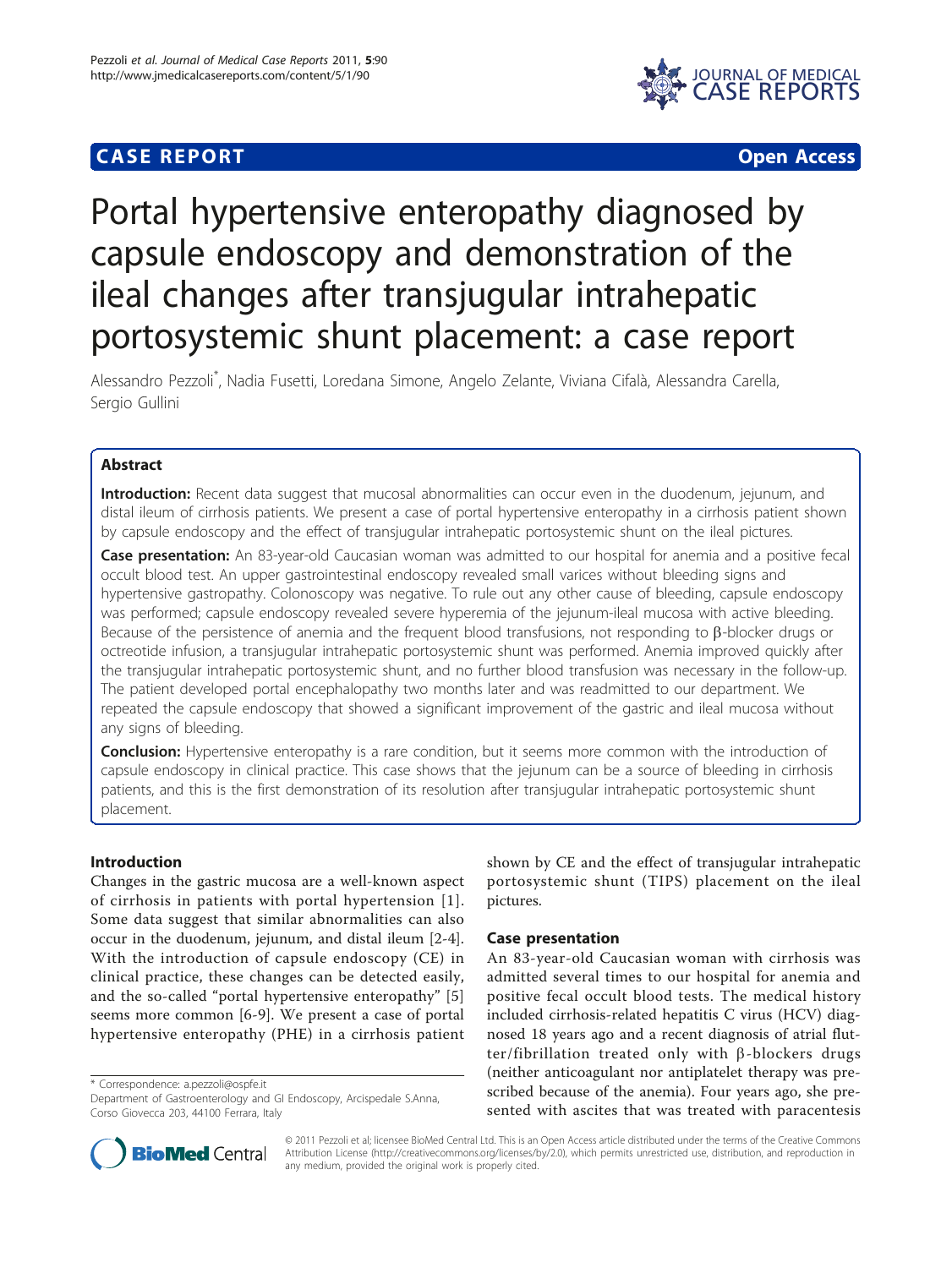**CASE REPORT** **Open Access**

# Portal hypertensive enteropathy diagnosed by capsule endoscopy and demonstration of the ileal changes after transjugular intrahepatic portosystemic shunt placement: a case report

Alessandro Pezzoli*, Nadia Fusetti, Loredana Simone, Angelo Zelante, Viviana Cifalà, Alessandra Carella, Sergio Gullini

## Abstract

**Introduction:** Recent data suggest that mucosal abnormalities can occur even in the duodenum, jejunum, and distal ileum of cirrhosis patients. We present a case of portal hypertensive enteropathy in a cirrhosis patient shown by capsule endoscopy and the effect of transjugular intrahepatic portosystemic shunt on the ileal pictures.

**Case presentation:** An 83-year-old Caucasian woman was admitted to our hospital for anemia and a positive fecal occult blood test. An upper gastrointestinal endoscopy revealed small varices without bleeding signs and hypertensive gastropathy. Colonoscopy was negative. To rule out any other cause of bleeding, capsule endoscopy was performed; capsule endoscopy revealed severe hyperemia of the jejunum-ileal mucosa with active bleeding. Because of the persistence of anemia and the frequent blood transfusions, not responding to β-blocker drugs or octreotide infusion, a transjugular intrahepatic portosystemic shunt was performed. Anemia improved quickly after the transjugular intrahepatic portosystemic shunt, and no further blood transfusion was necessary in the follow-up. The patient developed portal encephalopathy two months later and was readmitted to our department. We repeated the capsule endoscopy that showed a significant improvement of the gastric and ileal mucosa without any signs of bleeding.

**Conclusion:** Hypertensive enteropathy is a rare condition, but it seems more common with the introduction of capsule endoscopy in clinical practice. This case shows that the jejunum can be a source of bleeding in cirrhosis patients, and this is the first demonstration of its resolution after transjugular intrahepatic portosystemic shunt placement.

## Introduction

Changes in the gastric mucosa are a well-known aspect of cirrhosis in patients with portal hypertension [1]. Some data suggest that similar abnormalities can also occur in the duodenum, jejunum, and distal ileum [2-4]. With the introduction of capsule endoscopy (CE) in clinical practice, these changes can be detected easily, and the so-called "portal hypertensive enteropathy" [5] seems more common [6-9]. We present a case of portal hypertensive enteropathy (PHE) in a cirrhosis patient shown by CE and the effect of transjugular intrahepatic portosystemic shunt (TIPS) placement on the ileal pictures.

## Case presentation

An 83-year-old Caucasian woman with cirrhosis was admitted several times to our hospital for anemia and positive fecal occult blood tests. The medical history included cirrhosis-related hepatitis C virus (HCV) diagnosed 18 years ago and a recent diagnosis of atrial flutter/fibrillation treated only with β-blockers drugs (neither anticoagulant nor antiplatelet therapy was prescribed because of the anemia). Four years ago, she presented with ascites that was treated with paracentesis

\* Correspondence: a.pezzoli@ospfe.it
Department of Gastroenterology and GI Endoscopy, Arcispedale S.Anna, Corso Giovecca 203, 44100 Ferrara, Italy

© 2011 Pezzoli et al; licensee BioMed Central Ltd. This is an Open Access article distributed under the terms of the Creative Commons Attribution License (http://creativecommons.org/licenses/by/2.0), which permits unrestricted use, distribution, and reproduction in any medium, provided the original work is properly cited.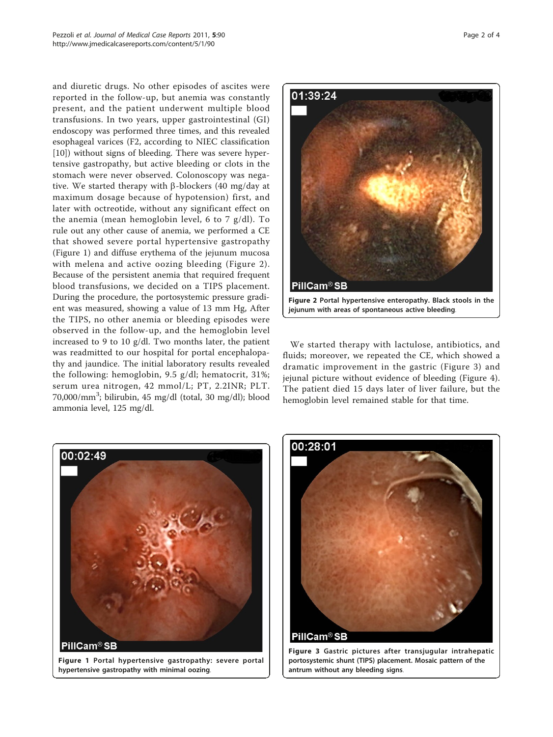and diuretic drugs. No other episodes of ascites were reported in the follow-up, but anemia was constantly present, and the patient underwent multiple blood transfusions. In two years, upper gastrointestinal (GI) endoscopy was performed three times, and this revealed esophageal varices (F2, according to NIEC classification [10]) without signs of bleeding. There was severe hypertensive gastropathy, but active bleeding or clots in the stomach were never observed. Colonoscopy was negative. We started therapy with β-blockers (40 mg/day at maximum dosage because of hypotension) first, and later with octreotide, without any significant effect on the anemia (mean hemoglobin level, 6 to 7 g/dl). To rule out any other cause of anemia, we performed a CE that showed severe portal hypertensive gastropathy (Figure 1) and diffuse erythema of the jejunum mucosa with melena and active oozing bleeding (Figure 2). Because of the persistent anemia that required frequent blood transfusions, we decided on a TIPS placement. During the procedure, the portosystemic pressure gradient was measured, showing a value of 13 mm Hg, After the TIPS, no other anemia or bleeding episodes were observed in the follow-up, and the hemoglobin level increased to 9 to 10 g/dl. Two months later, the patient was readmitted to our hospital for portal encephalopathy and jaundice. The initial laboratory results revealed the following: hemoglobin, 9.5 g/dl; hematocrit, 31%; serum urea nitrogen, 42 mmol/L; PT, 2.2INR; PLT. 70,000/mm$^3$; bilirubin, 45 mg/dl (total, 30 mg/dl); blood ammonia level, 125 mg/dl.

**Figure 2 Portal hypertensive enteropathy. Black stools in the jejunum with areas of spontaneous active bleeding.**

We started therapy with lactulose, antibiotics, and fluids; moreover, we repeated the CE, which showed a dramatic improvement in the gastric (Figure 3) and jejunal picture without evidence of bleeding (Figure 4). The patient died 15 days later of liver failure, but the hemoglobin level remained stable for that time.

**Figure 1 Portal hypertensive gastropathy: severe portal hypertensive gastropathy with minimal oozing.**

**Figure 3 Gastric pictures after transjugular intrahepatic portosystemic shunt (TIPS) placement. Mosaic pattern of the antrum without any bleeding signs.**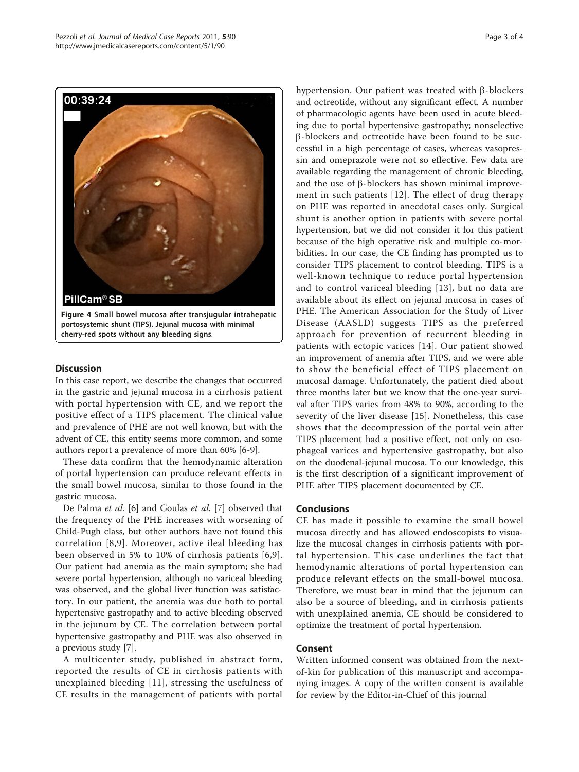Figure 4 Small bowel mucosa after transjugular intrahepatic portosystemic shunt (TIPS). Jejunal mucosa with minimal cherry-red spots without any bleeding signs.

## Discussion

In this case report, we describe the changes that occurred in the gastric and jejunal mucosa in a cirrhosis patient with portal hypertension with CE, and we report the positive effect of a TIPS placement. The clinical value and prevalence of PHE are not well known, but with the advent of CE, this entity seems more common, and some authors report a prevalence of more than 60% [6-9].

These data confirm that the hemodynamic alteration of portal hypertension can produce relevant effects in the small bowel mucosa, similar to those found in the gastric mucosa.

De Palma *et al.* [6] and Goulas *et al.* [7] observed that the frequency of the PHE increases with worsening of Child-Pugh class, but other authors have not found this correlation [8,9]. Moreover, active ileal bleeding has been observed in 5% to 10% of cirrhosis patients [6,9]. Our patient had anemia as the main symptom; she had severe portal hypertension, although no variceal bleeding was observed, and the global liver function was satisfactory. In our patient, the anemia was due both to portal hypertensive gastropathy and to active bleeding observed in the jejunum by CE. The correlation between portal hypertensive gastropathy and PHE was also observed in a previous study [7].

A multicenter study, published in abstract form, reported the results of CE in cirrhosis patients with unexplained bleeding [11], stressing the usefulness of CE results in the management of patients with portal hypertension. Our patient was treated with β-blockers and octreotide, without any significant effect. A number of pharmacologic agents have been used in acute bleeding due to portal hypertensive gastropathy; nonselective β-blockers and octreotide have been found to be successful in a high percentage of cases, whereas vasopressin and omeprazole were not so effective. Few data are available regarding the management of chronic bleeding, and the use of β-blockers has shown minimal improvement in such patients [12]. The effect of drug therapy on PHE was reported in anecdotal cases only. Surgical shunt is another option in patients with severe portal hypertension, but we did not consider it for this patient because of the high operative risk and multiple co-morbidities. In our case, the CE finding has prompted us to consider TIPS placement to control bleeding. TIPS is a well-known technique to reduce portal hypertension and to control variceal bleeding [13], but no data are available about its effect on jejunal mucosa in cases of PHE. The American Association for the Study of Liver Disease (AASLD) suggests TIPS as the preferred approach for prevention of recurrent bleeding in patients with ectopic varices [14]. Our patient showed an improvement of anemia after TIPS, and we were able to show the beneficial effect of TIPS placement on mucosal damage. Unfortunately, the patient died about three months later but we know that the one-year survival after TIPS varies from 48% to 90%, according to the severity of the liver disease [15]. Nonetheless, this case shows that the decompression of the portal vein after TIPS placement had a positive effect, not only on esophageal varices and hypertensive gastropathy, but also on the duodenal-jejunal mucosa. To our knowledge, this is the first description of a significant improvement of PHE after TIPS placement documented by CE.

## Conclusions

CE has made it possible to examine the small bowel mucosa directly and has allowed endoscopists to visualize the mucosal changes in cirrhosis patients with portal hypertension. This case underlines the fact that hemodynamic alterations of portal hypertension can produce relevant effects on the small-bowel mucosa. Therefore, we must bear in mind that the jejunum can also be a source of bleeding, and in cirrhosis patients with unexplained anemia, CE should be considered to optimize the treatment of portal hypertension.

## Consent

Written informed consent was obtained from the next-of-kin for publication of this manuscript and accompanying images. A copy of the written consent is available for review by the Editor-in-Chief of this journal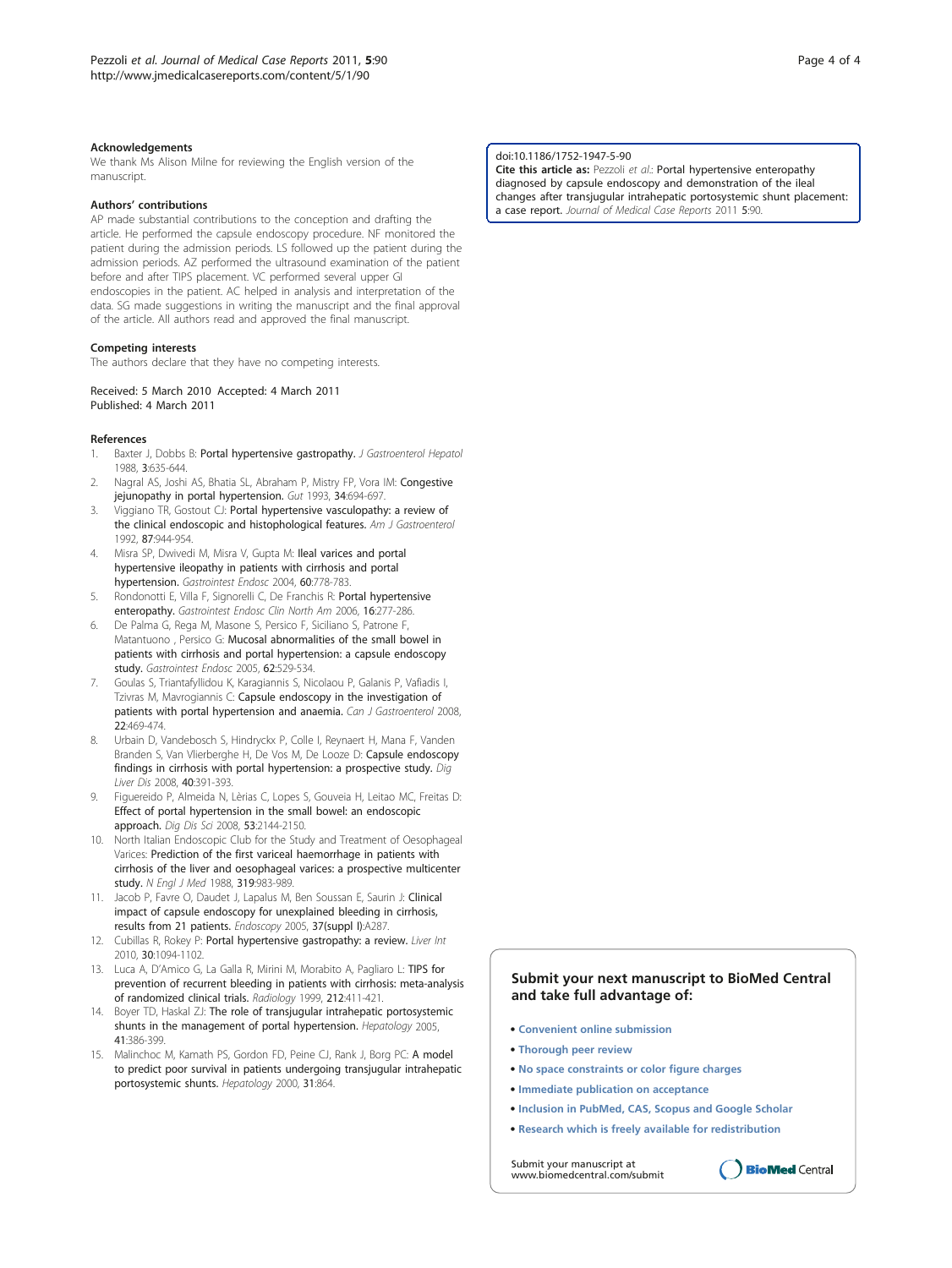#### Acknowledgements

We thank Ms Alison Milne for reviewing the English version of the manuscript.

#### Authors' contributions

AP made substantial contributions to the conception and drafting the article. He performed the capsule endoscopy procedure. NF monitored the patient during the admission periods. LS followed up the patient during the admission periods. AZ performed the ultrasound examination of the patient before and after TIPS placement. VC performed several upper GI endoscopies in the patient. AC helped in analysis and interpretation of the data. SG made suggestions in writing the manuscript and the final approval of the article. All authors read and approved the final manuscript.

#### Competing interests

The authors declare that they have no competing interests.

Received: 5 March 2010 Accepted: 4 March 2011
Published: 4 March 2011

#### References

1. Baxter J, Dobbs B: **Portal hypertensive gastropathy.** *J Gastroenterol Hepatol* 1988, **3**:635-644.
2. Nagral AS, Joshi AS, Bhatia SL, Abraham P, Mistry FP, Vora IM: **Congestive jejunopathy in portal hypertension.** *Gut* 1993, **34**:694-697.
3. Viggiano TR, Gostout CJ: **Portal hypertensive vasculopathy: a review of the clinical endoscopic and histophological features.** *Am J Gastroenterol* 1992, **87**:944-954.
4. Misra SP, Dwivedi M, Misra V, Gupta M: **Ileal varices and portal hypertensive ileopathy in patients with cirrhosis and portal hypertension.** *Gastrointest Endosc* 2004, **60**:778-783.
5. Rondonotti E, Villa F, Signorelli C, De Franchis R: **Portal hypertensive enteropathy.** *Gastrointest Endosc Clin North Am* 2006, **16**:277-286.
6. De Palma G, Rega M, Masone S, Persico F, Siciliano S, Patrone F, Matantuono , Persico G: **Mucosal abnormalities of the small bowel in patients with cirrhosis and portal hypertension: a capsule endoscopy study.** *Gastrointest Endosc* 2005, **62**:529-534.
7. Goulas S, Triantafyllidou K, Karagiannis S, Nicolaou P, Galanis P, Vafiadis I, Tzivras M, Mavrogiannis C: **Capsule endoscopy in the investigation of patients with portal hypertension and anaemia.** *Can J Gastroenterol* 2008, **22**:469-474.
8. Urbain D, Vandebosch S, Hindryckx P, Colle I, Reynaert H, Mana F, Vanden Branden S, Van Vlierberghe H, De Vos M, De Looze D: **Capsule endoscopy findings in cirrhosis with portal hypertension: a prospective study.** *Dig Liver Dis* 2008, **40**:391-393.
9. Figuereido P, Almeida N, Lèrias C, Lopes S, Gouveia H, Leitao MC, Freitas D: **Effect of portal hypertension in the small bowel: an endoscopic approach.** *Dig Dis Sci* 2008, **53**:2144-2150.
10. North Italian Endoscopic Club for the Study and Treatment of Oesophageal Varices: **Prediction of the first variceal haemorrhage in patients with cirrhosis of the liver and oesophageal varices: a prospective multicenter study.** *N Engl J Med* 1988, **319**:983-989.
11. Jacob P, Favre O, Daudet J, Lapalus M, Ben Soussan E, Saurin J: **Clinical impact of capsule endoscopy for unexplained bleeding in cirrhosis, results from 21 patients.** *Endoscopy* 2005, **37(suppl I)**:A287.
12. Cubillas R, Rokey P: **Portal hypertensive gastropathy: a review.** *Liver Int* 2010, **30**:1094-1102.
13. Luca A, D'Amico G, La Galla R, Mirini M, Morabito A, Pagliaro L: **TIPS for prevention of recurrent bleeding in patients with cirrhosis: meta-analysis of randomized clinical trials.** *Radiology* 1999, **212**:411-421.
14. Boyer TD, Haskal ZJ: **The role of transjugular intrahepatic portosystemic shunts in the management of portal hypertension.** *Hepatology* 2005, **41**:386-399.
15. Malinchoc M, Kamath PS, Gordon FD, Peine CJ, Rank J, Borg PC: **A model to predict poor survival in patients undergoing transjugular intrahepatic portosystemic shunts.** *Hepatology* 2000, **31**:864.

doi:10.1186/1752-1947-5-90

**Cite this article as:** Pezzoli *et al.*: Portal hypertensive enteropathy diagnosed by capsule endoscopy and demonstration of the ileal changes after transjugular intrahepatic portosystemic shunt placement: a case report. *Journal of Medical Case Reports* 2011 **5**:90.

**Submit your next manuscript to BioMed Central and take full advantage of:**

- Convenient online submission
- Thorough peer review
- No space constraints or color figure charges
- Immediate publication on acceptance
- Inclusion in PubMed, CAS, Scopus and Google Scholar
- Research which is freely available for redistribution

Submit your manuscript at
www.biomedcentral.com/submit

BioMed Central